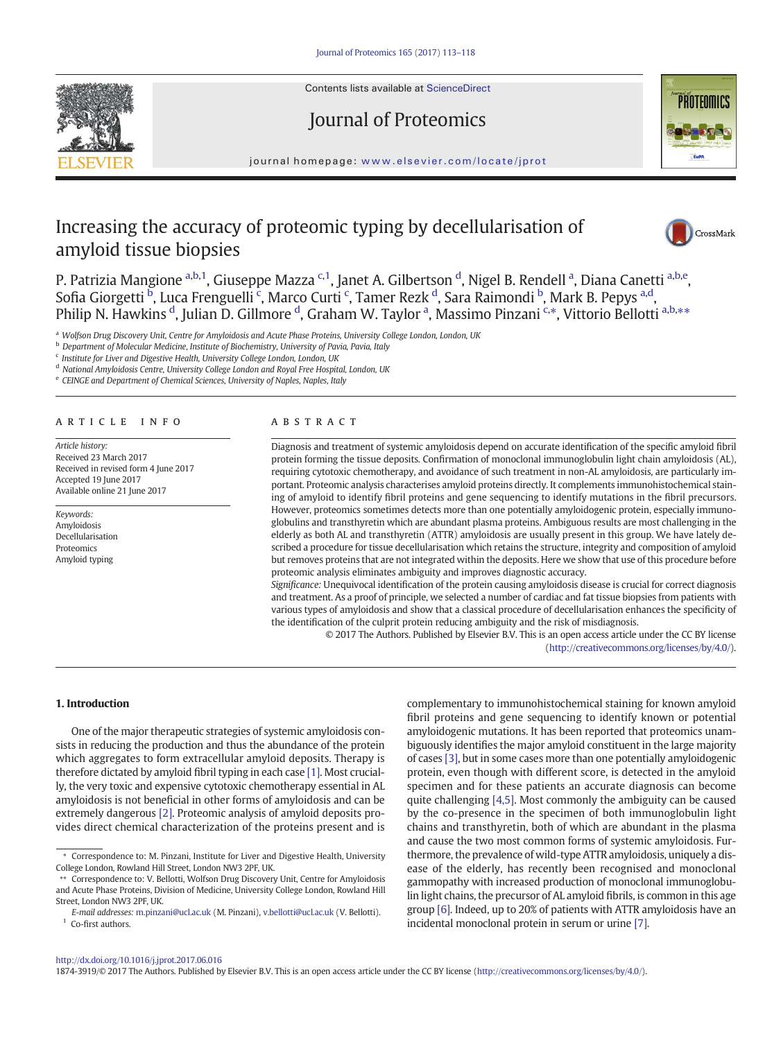# Increasing the accuracy of proteomic typing by decellularisation of amyloid tissue biopsies

P. Patrizia Mangione [a,b,1], Giuseppe Mazza [c,1], Janet A. Gilbertson [d], Nigel B. Rendell [a], Diana Canetti [a,b,e], Sofia Giorgetti [b], Luca Frenguelli [c], Marco Curti [c], Tamer Rezk [d], Sara Raimondi [b], Mark B. Pepys [a,d], Philip N. Hawkins [d], Julian D. Gillmore [d], Graham W. Taylor [a], Massimo Pinzani [c,*], Vittorio Bellotti [a,b,**]

[a] Wolfson Drug Discovery Unit, Centre for Amyloidosis and Acute Phase Proteins, University College London, London, UK
[b] Department of Molecular Medicine, Institute of Biochemistry, University of Pavia, Pavia, Italy
[c] Institute for Liver and Digestive Health, University College London, London, UK
[d] National Amyloidosis Centre, University College London and Royal Free Hospital, London, UK
[e] CEINGE and Department of Chemical Sciences, University of Naples, Naples, Italy

## ARTICLE INFO

*Article history:*
Received 23 March 2017
Received in revised form 4 June 2017
Accepted 19 June 2017
Available online 21 June 2017

*Keywords:*
Amyloidosis
Decellularisation
Proteomics
Amyloid typing

## ABSTRACT

Diagnosis and treatment of systemic amyloidosis depend on accurate identification of the specific amyloid fibril protein forming the tissue deposits. Confirmation of monoclonal immunoglobulin light chain amyloidosis (AL), requiring cytotoxic chemotherapy, and avoidance of such treatment in non-AL amyloidosis, are particularly important. Proteomic analysis characterises amyloid proteins directly. It complements immunohistochemical staining of amyloid to identify fibril proteins and gene sequencing to identify mutations in the fibril precursors. However, proteomics sometimes detects more than one potentially amyloidogenic protein, especially immunoglobulins and transthyretin which are abundant plasma proteins. Ambiguous results are most challenging in the elderly as both AL and transthyretin (ATTR) amyloidosis are usually present in this group. We have lately described a procedure for tissue decellularisation which retains the structure, integrity and composition of amyloid but removes proteins that are not integrated within the deposits. Here we show that use of this procedure before proteomic analysis eliminates ambiguity and improves diagnostic accuracy.

*Significance:* Unequivocal identification of the protein causing amyloidosis disease is crucial for correct diagnosis and treatment. As a proof of principle, we selected a number of cardiac and fat tissue biopsies from patients with various types of amyloidosis and show that a classical procedure of decellularisation enhances the specificity of the identification of the culprit protein reducing ambiguity and the risk of misdiagnosis.

© 2017 The Authors. Published by Elsevier B.V. This is an open access article under the CC BY license (http://creativecommons.org/licenses/by/4.0/).

## 1. Introduction

One of the major therapeutic strategies of systemic amyloidosis consists in reducing the production and thus the abundance of the protein which aggregates to form extracellular amyloid deposits. Therapy is therefore dictated by amyloid fibril typing in each case [1]. Most crucially, the very toxic and expensive cytotoxic chemotherapy essential in AL amyloidosis is not beneficial in other forms of amyloidosis and can be extremely dangerous [2]. Proteomic analysis of amyloid deposits provides direct chemical characterization of the proteins present and is complementary to immunohistochemical staining for known amyloid fibril proteins and gene sequencing to identify known or potential amyloidogenic mutations. It has been reported that proteomics unambiguously identifies the major amyloid constituent in the large majority of cases [3], but in some cases more than one potentially amyloidogenic protein, even though with different score, is detected in the amyloid specimen and for these patients an accurate diagnosis can become quite challenging [4,5]. Most commonly the ambiguity can be caused by the co-presence in the specimen of both immunoglobulin light chains and transthyretin, both of which are abundant in the plasma and cause the two most common forms of systemic amyloidosis. Furthermore, the prevalence of wild-type ATTR amyloidosis, uniquely a disease of the elderly, has recently been recognised and monoclonal gammopathy with increased production of monoclonal immunoglobulin light chains, the precursor of AL amyloid fibrils, is common in this age group [6]. Indeed, up to 20% of patients with ATTR amyloidosis have an incidental monoclonal protein in serum or urine [7].

* Correspondence to: M. Pinzani, Institute for Liver and Digestive Health, University College London, Rowland Hill Street, London NW3 2PF, UK.
** Correspondence to: V. Bellotti, Wolfson Drug Discovery Unit, Centre for Amyloidosis and Acute Phase Proteins, Division of Medicine, University College London, Rowland Hill Street, London NW3 2PF, UK.
*E-mail addresses:* m.pinzani@ucl.ac.uk (M. Pinzani), v.bellotti@ucl.ac.uk (V. Bellotti).
[1] Co-first authors.

http://dx.doi.org/10.1016/j.jprot.2017.06.016
1874-3919/© 2017 The Authors. Published by Elsevier B.V. This is an open access article under the CC BY license (http://creativecommons.org/licenses/by/4.0/).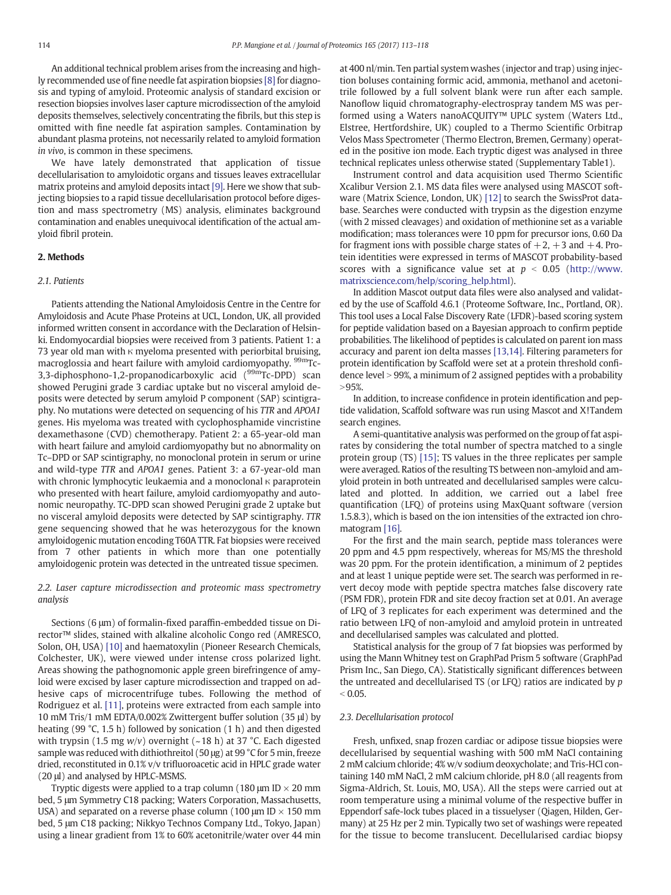An additional technical problem arises from the increasing and highly recommended use of fine needle fat aspiration biopsies [8] for diagnosis and typing of amyloid. Proteomic analysis of standard excision or resection biopsies involves laser capture microdissection of the amyloid deposits themselves, selectively concentrating the fibrils, but this step is omitted with fine needle fat aspiration samples. Contamination by abundant plasma proteins, not necessarily related to amyloid formation *in vivo*, is common in these specimens.

We have lately demonstrated that application of tissue decellularisation to amyloidotic organs and tissues leaves extracellular matrix proteins and amyloid deposits intact [9]. Here we show that subjecting biopsies to a rapid tissue decellularisation protocol before digestion and mass spectrometry (MS) analysis, eliminates background contamination and enables unequivocal identification of the actual amyloid fibril protein.

## 2. Methods

### 2.1. Patients

Patients attending the National Amyloidosis Centre in the Centre for Amyloidosis and Acute Phase Proteins at UCL, London, UK, all provided informed written consent in accordance with the Declaration of Helsinki. Endomyocardial biopsies were received from 3 patients. Patient 1: a 73 year old man with κ myeloma presented with periorbital bruising, macroglossia and heart failure with amyloid cardiomyopathy. $^{99m}$Tc-3,3-diphosphono-1,2-propanodicarboxylic acid ($^{99m}$Tc-DPD) scan showed Perugini grade 3 cardiac uptake but no visceral amyloid deposits were detected by serum amyloid P component (SAP) scintigraphy. No mutations were detected on sequencing of his *TTR* and *APOA1* genes. His myeloma was treated with cyclophosphamide vincristine dexamethasone (CVD) chemotherapy. Patient 2: a 65-year-old man with heart failure and amyloid cardiomyopathy but no abnormality on Tc–DPD or SAP scintigraphy, no monoclonal protein in serum or urine and wild-type *TTR* and *APOA1* genes. Patient 3: a 67-year-old man with chronic lymphocytic leukaemia and a monoclonal κ paraprotein who presented with heart failure, amyloid cardiomyopathy and autonomic neuropathy. TC-DPD scan showed Perugini grade 2 uptake but no visceral amyloid deposits were detected by SAP scintigraphy. *TTR* gene sequencing showed that he was heterozygous for the known amyloidogenic mutation encoding T60A TTR. Fat biopsies were received from 7 other patients in which more than one potentially amyloidogenic protein was detected in the untreated tissue specimen.

### 2.2. Laser capture microdissection and proteomic mass spectrometry analysis

Sections (6 μm) of formalin-fixed paraffin-embedded tissue on Director™ slides, stained with alkaline alcoholic Congo red (AMRESCO, Solon, OH, USA) [10] and haematoxylin (Pioneer Research Chemicals, Colchester, UK), were viewed under intense cross polarized light. Areas showing the pathognomonic apple green birefringence of amyloid were excised by laser capture microdissection and trapped on adhesive caps of microcentrifuge tubes. Following the method of Rodriguez et al. [11], proteins were extracted from each sample into 10 mM Tris/1 mM EDTA/0.002% Zwittergent buffer solution (35 μl) by heating (99 °C, 1.5 h) followed by sonication (1 h) and then digested with trypsin (1.5 mg *w*/*v*) overnight (~18 h) at 37 °C. Each digested sample was reduced with dithiothreitol (50 μg) at 99 °C for 5 min, freeze dried, reconstituted in 0.1% v/v trifluoroacetic acid in HPLC grade water (20 μl) and analysed by HPLC-MSMS.

Tryptic digests were applied to a trap column (180 μm ID × 20 mm bed, 5 μm Symmetry C18 packing; Waters Corporation, Massachusetts, USA) and separated on a reverse phase column (100 μm ID × 150 mm bed, 5 μm C18 packing; Nikkyo Technos Company Ltd., Tokyo, Japan) using a linear gradient from 1% to 60% acetonitrile/water over 44 min at 400 nl/min. Ten partial system washes (injector and trap) using injection boluses containing formic acid, ammonia, methanol and acetonitrile followed by a full solvent blank were run after each sample. Nanoflow liquid chromatography-electrospray tandem MS was performed using a Waters nanoACQUITY™ UPLC system (Waters Ltd., Elstree, Hertfordshire, UK) coupled to a Thermo Scientific Orbitrap Velos Mass Spectrometer (Thermo Electron, Bremen, Germany) operated in the positive ion mode. Each tryptic digest was analysed in three technical replicates unless otherwise stated (Supplementary Table1).

Instrument control and data acquisition used Thermo Scientific Xcalibur Version 2.1. MS data files were analysed using MASCOT software (Matrix Science, London, UK) [12] to search the SwissProt database. Searches were conducted with trypsin as the digestion enzyme (with 2 missed cleavages) and oxidation of methionine set as a variable modification; mass tolerances were 10 ppm for precursor ions, 0.60 Da for fragment ions with possible charge states of +2, +3 and +4. Protein identities were expressed in terms of MASCOT probability-based scores with a significance value set at $p < 0.05$ (http://www.matrixscience.com/help/scoring_help.html).

In addition Mascot output data files were also analysed and validated by the use of Scaffold 4.6.1 (Proteome Software, Inc., Portland, OR). This tool uses a Local False Discovery Rate (LFDR)-based scoring system for peptide validation based on a Bayesian approach to confirm peptide probabilities. The likelihood of peptides is calculated on parent ion mass accuracy and parent ion delta masses [13,14]. Filtering parameters for protein identification by Scaffold were set at a protein threshold confidence level > 99%, a minimum of 2 assigned peptides with a probability >95%.

In addition, to increase confidence in protein identification and peptide validation, Scaffold software was run using Mascot and X!Tandem search engines.

A semi-quantitative analysis was performed on the group of fat aspirates by considering the total number of spectra matched to a single protein group (TS) [15]; TS values in the three replicates per sample were averaged. Ratios of the resulting TS between non-amyloid and amyloid protein in both untreated and decellularised samples were calculated and plotted. In addition, we carried out a label free quantification (LFQ) of proteins using MaxQuant software (version 1.5.8.3), which is based on the ion intensities of the extracted ion chromatogram [16].

For the first and the main search, peptide mass tolerances were 20 ppm and 4.5 ppm respectively, whereas for MS/MS the threshold was 20 ppm. For the protein identification, a minimum of 2 peptides and at least 1 unique peptide were set. The search was performed in revert decoy mode with peptide spectra matches false discovery rate (PSM FDR), protein FDR and site decoy fraction set at 0.01. An average of LFQ of 3 replicates for each experiment was determined and the ratio between LFQ of non-amyloid and amyloid protein in untreated and decellularised samples was calculated and plotted.

Statistical analysis for the group of 7 fat biopsies was performed by using the Mann Whitney test on GraphPad Prism 5 software (GraphPad Prism Inc., San Diego, CA). Statistically significant differences between the untreated and decellularised TS (or LFQ) ratios are indicated by $p < 0.05$.

### 2.3. Decellularisation protocol

Fresh, unfixed, snap frozen cardiac or adipose tissue biopsies were decellularised by sequential washing with 500 mM NaCl containing 2 mM calcium chloride; 4% w/v sodium deoxycholate; and Tris-HCl containing 140 mM NaCl, 2 mM calcium chloride, pH 8.0 (all reagents from Sigma-Aldrich, St. Louis, MO, USA). All the steps were carried out at room temperature using a minimal volume of the respective buffer in Eppendorf safe-lock tubes placed in a tissuelyser (Qiagen, Hilden, Germany) at 25 Hz per 2 min. Typically two set of washings were repeated for the tissue to become translucent. Decellularised cardiac biopsy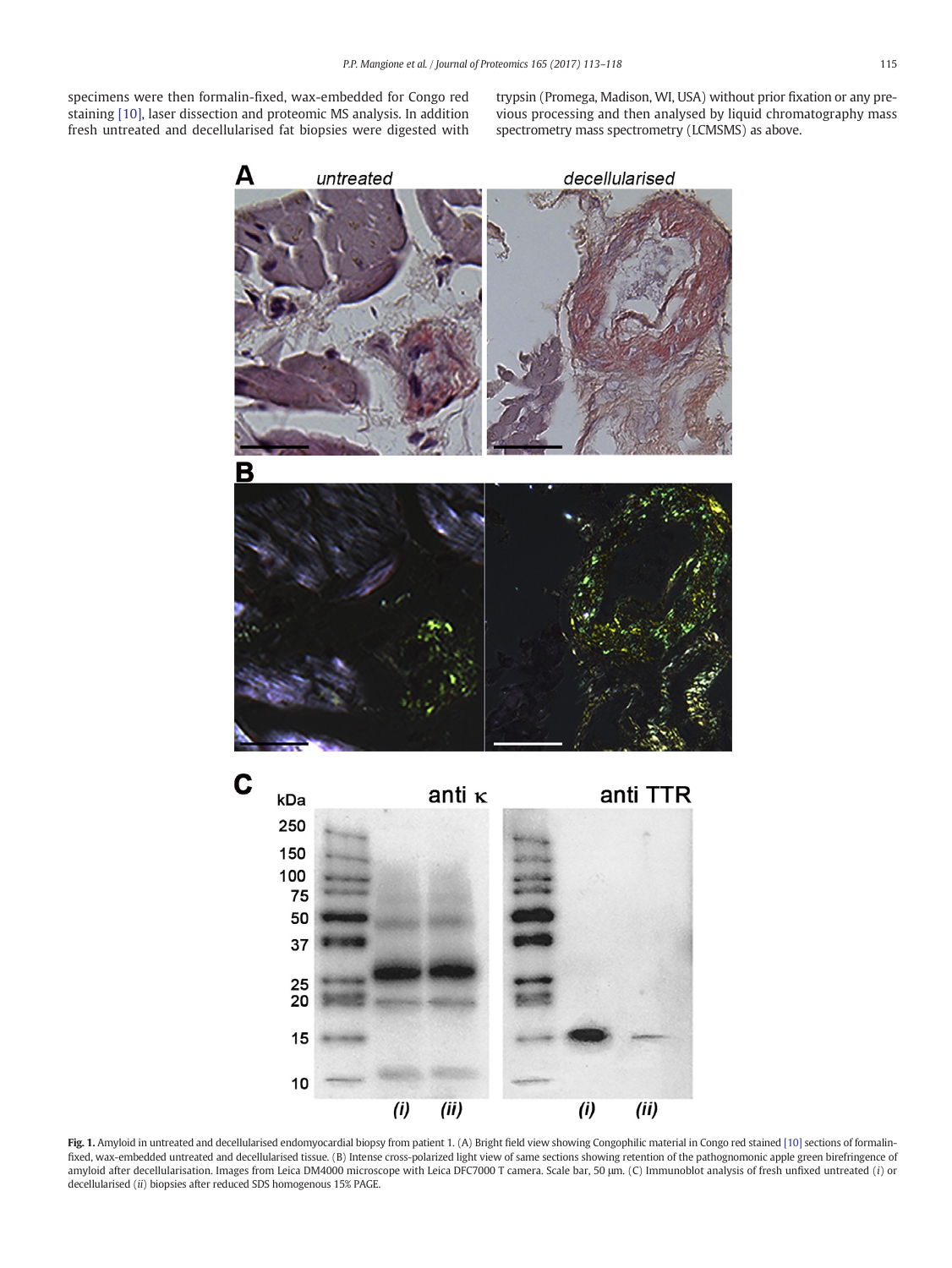specimens were then formalin-fixed, wax-embedded for Congo red staining [10], laser dissection and proteomic MS analysis. In addition fresh untreated and decellularised fat biopsies were digested with trypsin (Promega, Madison, WI, USA) without prior fixation or any previous processing and then analysed by liquid chromatography mass spectrometry mass spectrometry (LCMSMS) as above.

**Fig. 1.** Amyloid in untreated and decellularised endomyocardial biopsy from patient 1. (A) Bright field view showing Congophilic material in Congo red stained [10] sections of formalin-fixed, wax-embedded untreated and decellularised tissue. (B) Intense cross-polarized light view of same sections showing retention of the pathognomonic apple green birefringence of amyloid after decellularisation. Images from Leica DM4000 microscope with Leica DFC7000 T camera. Scale bar, 50 μm. (C) Immunoblot analysis of fresh unfixed untreated (*i*) or decellularised (*ii*) biopsies after reduced SDS homogenous 15% PAGE.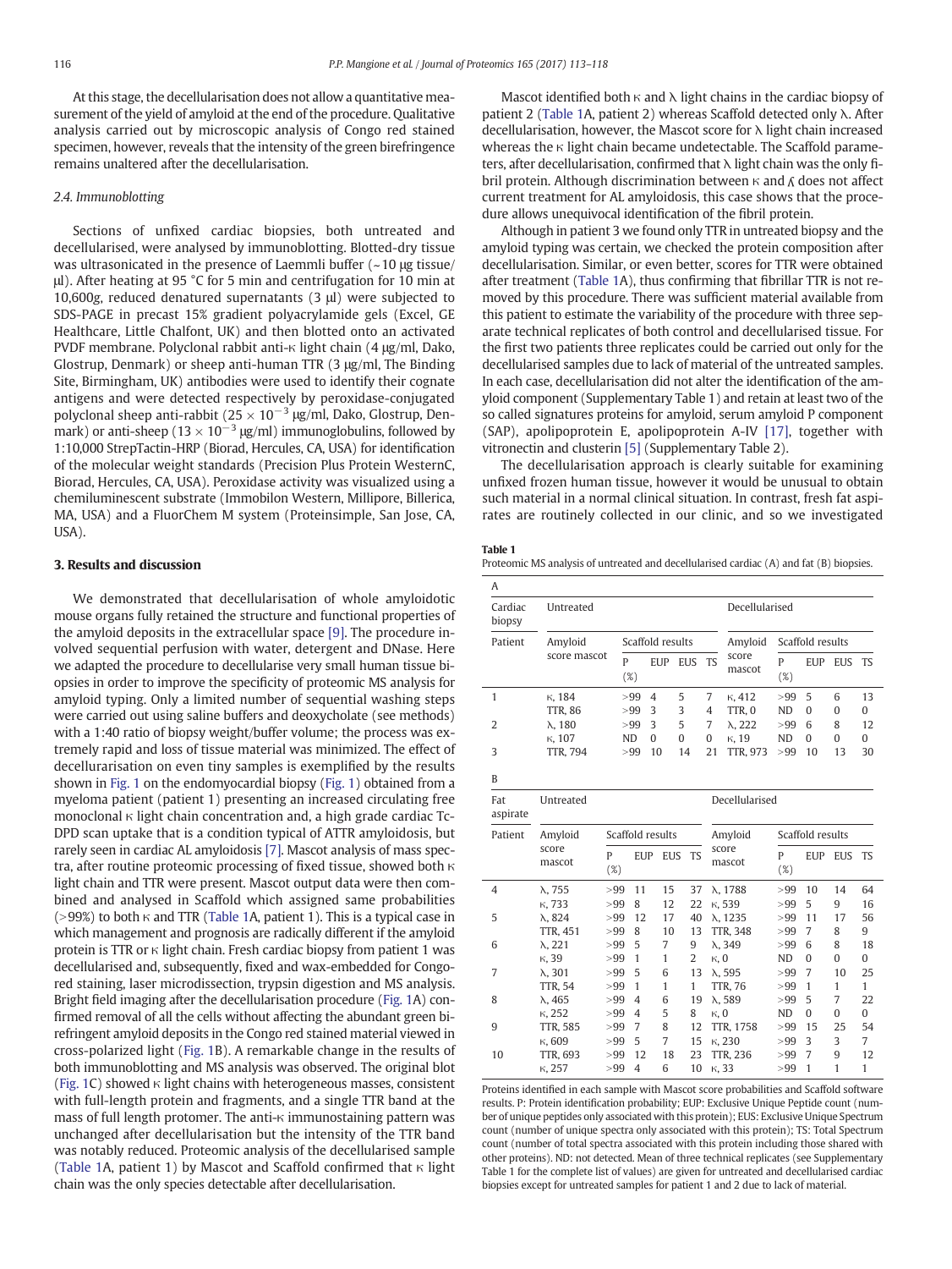At this stage, the decellularisation does not allow a quantitative measurement of the yield of amyloid at the end of the procedure. Qualitative analysis carried out by microscopic analysis of Congo red stained specimen, however, reveals that the intensity of the green birefringence remains unaltered after the decellularisation.

### 2.4. Immunoblotting

Sections of unfixed cardiac biopsies, both untreated and decellularised, were analysed by immunoblotting. Blotted-dry tissue was ultrasonicated in the presence of Laemmli buffer (~10 μg tissue/μl). After heating at 95 °C for 5 min and centrifugation for 10 min at 10,600g, reduced denatured supernatants (3 μl) were subjected to SDS-PAGE in precast 15% gradient polyacrylamide gels (Excel, GE Healthcare, Little Chalfont, UK) and then blotted onto an activated PVDF membrane. Polyclonal rabbit anti-κ light chain (4 μg/ml, Dako, Glostrup, Denmark) or sheep anti-human TTR (3 μg/ml, The Binding Site, Birmingham, UK) antibodies were used to identify their cognate antigens and were detected respectively by peroxidase-conjugated polyclonal sheep anti-rabbit ($25 \times 10^{-3}$ μg/ml, Dako, Glostrup, Denmark) or anti-sheep ($13 \times 10^{-3}$ μg/ml) immunoglobulins, followed by 1:10,000 StrepTactin-HRP (Biorad, Hercules, CA, USA) for identification of the molecular weight standards (Precision Plus Protein WesternC, Biorad, Hercules, CA, USA). Peroxidase activity was visualized using a chemiluminescent substrate (Immobilon Western, Millipore, Billerica, MA, USA) and a FluorChem M system (Proteinsimple, San Jose, CA, USA).

## 3. Results and discussion

We demonstrated that decellularisation of whole amyloidotic mouse organs fully retained the structure and functional properties of the amyloid deposits in the extracellular space [9]. The procedure involved sequential perfusion with water, detergent and DNase. Here we adapted the procedure to decellularise very small human tissue biopsies in order to improve the specificity of proteomic MS analysis for amyloid typing. Only a limited number of sequential washing steps were carried out using saline buffers and deoxycholate (see methods) with a 1:40 ratio of biopsy weight/buffer volume; the process was extremely rapid and loss of tissue material was minimized. The effect of decellurarisation on even tiny samples is exemplified by the results shown in Fig. 1 on the endomyocardial biopsy (Fig. 1) obtained from a myeloma patient (patient 1) presenting an increased circulating free monoclonal κ light chain concentration and, a high grade cardiac Tc-DPD scan uptake that is a condition typical of ATTR amyloidosis, but rarely seen in cardiac AL amyloidosis [7]. Mascot analysis of mass spectra, after routine proteomic processing of fixed tissue, showed both κ light chain and TTR were present. Mascot output data were then combined and analysed in Scaffold which assigned same probabilities (>99%) to both κ and TTR (Table 1A, patient 1). This is a typical case in which management and prognosis are radically different if the amyloid protein is TTR or κ light chain. Fresh cardiac biopsy from patient 1 was decellularised and, subsequently, fixed and wax-embedded for Congo-red staining, laser microdissection, trypsin digestion and MS analysis. Bright field imaging after the decellularisation procedure (Fig. 1A) confirmed removal of all the cells without affecting the abundant green birefringent amyloid deposits in the Congo red stained material viewed in cross-polarized light (Fig. 1B). A remarkable change in the results of both immunoblotting and MS analysis was observed. The original blot (Fig. 1C) showed κ light chains with heterogeneous masses, consistent with full-length protein and fragments, and a single TTR band at the mass of full length protomer. The anti-κ immunostaining pattern was unchanged after decellularisation but the intensity of the TTR band was notably reduced. Proteomic analysis of the decellularised sample (Table 1A, patient 1) by Mascot and Scaffold confirmed that κ light chain was the only species detectable after decellularisation.

Mascot identified both κ and λ light chains in the cardiac biopsy of patient 2 (Table 1A, patient 2) whereas Scaffold detected only λ. After decellularisation, however, the Mascot score for λ light chain increased whereas the κ light chain became undetectable. The Scaffold parameters, after decellularisation, confirmed that λ light chain was the only fibril protein. Although discrimination between κ and λ does not affect current treatment for AL amyloidosis, this case shows that the procedure allows unequivocal identification of the fibril protein.

Although in patient 3 we found only TTR in untreated biopsy and the amyloid typing was certain, we checked the protein composition after decellularisation. Similar, or even better, scores for TTR were obtained after treatment (Table 1A), thus confirming that fibrillar TTR is not removed by this procedure. There was sufficient material available from this patient to estimate the variability of the procedure with three separate technical replicates of both control and decellularised tissue. For the first two patients three replicates could be carried out only for the decellularised samples due to lack of material of the untreated samples. In each case, decellularisation did not alter the identification of the amyloid component (Supplementary Table 1) and retain at least two of the so called signatures proteins for amyloid, serum amyloid P component (SAP), apolipoprotein E, apolipoprotein A-IV [17], together with vitronectin and clusterin [5] (Supplementary Table 2).

The decellularisation approach is clearly suitable for examining unfixed frozen human tissue, however it would be unusual to obtain such material in a normal clinical situation. In contrast, fresh fat aspirates are routinely collected in our clinic, and so we investigated

**Table 1**
Proteomic MS analysis of untreated and decellularised cardiac (A) and fat (B) biopsies.

A

| Cardiac biopsy | Untreated | | | | | Decellularised | | | | |
|---|---|---|---|---|---|---|---|---|---|---|
| Patient | Amyloid score mascot | Scaffold results | | | | Amyloid score mascot | Scaffold results | | | |
| | | P (%) | EUP | EUS | TS | | P (%) | EUP | EUS | TS |
| 1 | κ, 184 | >99 | 4 | 5 | 7 | κ, 412 | >99 | 5 | 6 | 13 |
| | TTR, 86 | >99 | 3 | 3 | 4 | TTR, 0 | ND | 0 | 0 | 0 |
| 2 | λ, 180 | >99 | 3 | 5 | 7 | λ, 222 | >99 | 6 | 8 | 12 |
| | κ, 107 | ND | 0 | 0 | 0 | κ, 19 | ND | 0 | 0 | 0 |
| 3 | TTR, 794 | >99 | 10 | 14 | 21 | TTR, 973 | >99 | 10 | 13 | 30 |

B

| Fat aspirate | Untreated | | | | | Decellularised | | | | |
|---|---|---|---|---|---|---|---|---|---|---|
| Patient | Amyloid score mascot | Scaffold results | | | | Amyloid score mascot | Scaffold results | | | |
| | | P (%) | EUP | EUS | TS | | P (%) | EUP | EUS | TS |
| 4 | λ, 755 | >99 | 11 | 15 | 37 | λ, 1788 | >99 | 10 | 14 | 64 |
| | κ, 733 | >99 | 8 | 12 | 22 | κ, 539 | >99 | 5 | 9 | 16 |
| 5 | λ, 824 | >99 | 12 | 17 | 40 | λ, 1235 | >99 | 11 | 17 | 56 |
| | TTR, 451 | >99 | 8 | 10 | 13 | TTR, 348 | >99 | 7 | 8 | 9 |
| 6 | λ, 221 | >99 | 5 | 7 | 9 | λ, 349 | >99 | 6 | 8 | 18 |
| | κ, 39 | >99 | 1 | 1 | 2 | κ, 0 | ND | 0 | 0 | 0 |
| 7 | λ, 301 | >99 | 5 | 6 | 13 | λ, 595 | >99 | 7 | 10 | 25 |
| | TTR, 54 | >99 | 1 | 1 | 1 | TTR, 76 | >99 | 1 | 1 | 1 |
| 8 | λ, 465 | >99 | 4 | 6 | 19 | λ, 589 | >99 | 5 | 7 | 22 |
| | κ, 252 | >99 | 4 | 5 | 8 | κ, 0 | ND | 0 | 0 | 0 |
| 9 | TTR, 585 | >99 | 7 | 8 | 12 | TTR, 1758 | >99 | 15 | 25 | 54 |
| | κ, 609 | >99 | 5 | 7 | 15 | κ, 230 | >99 | 3 | 3 | 7 |
| 10 | TTR, 693 | >99 | 12 | 18 | 23 | TTR, 236 | >99 | 7 | 9 | 12 |
| | κ, 257 | >99 | 4 | 6 | 10 | κ, 33 | >99 | 1 | 1 | 1 |

Proteins identified in each sample with Mascot score probabilities and Scaffold software results. P: Protein identification probability; EUP: Exclusive Unique Peptide count (number of unique peptides only associated with this protein); EUS: Exclusive Unique Spectrum count (number of unique spectra only associated with this protein); TS: Total Spectrum count (number of total spectra associated with this protein including those shared with other proteins). ND: not detected. Mean of three technical replicates (see Supplementary Table 1 for the complete list of values) are given for untreated and decellularised cardiac biopsies except for untreated samples for patient 1 and 2 due to lack of material.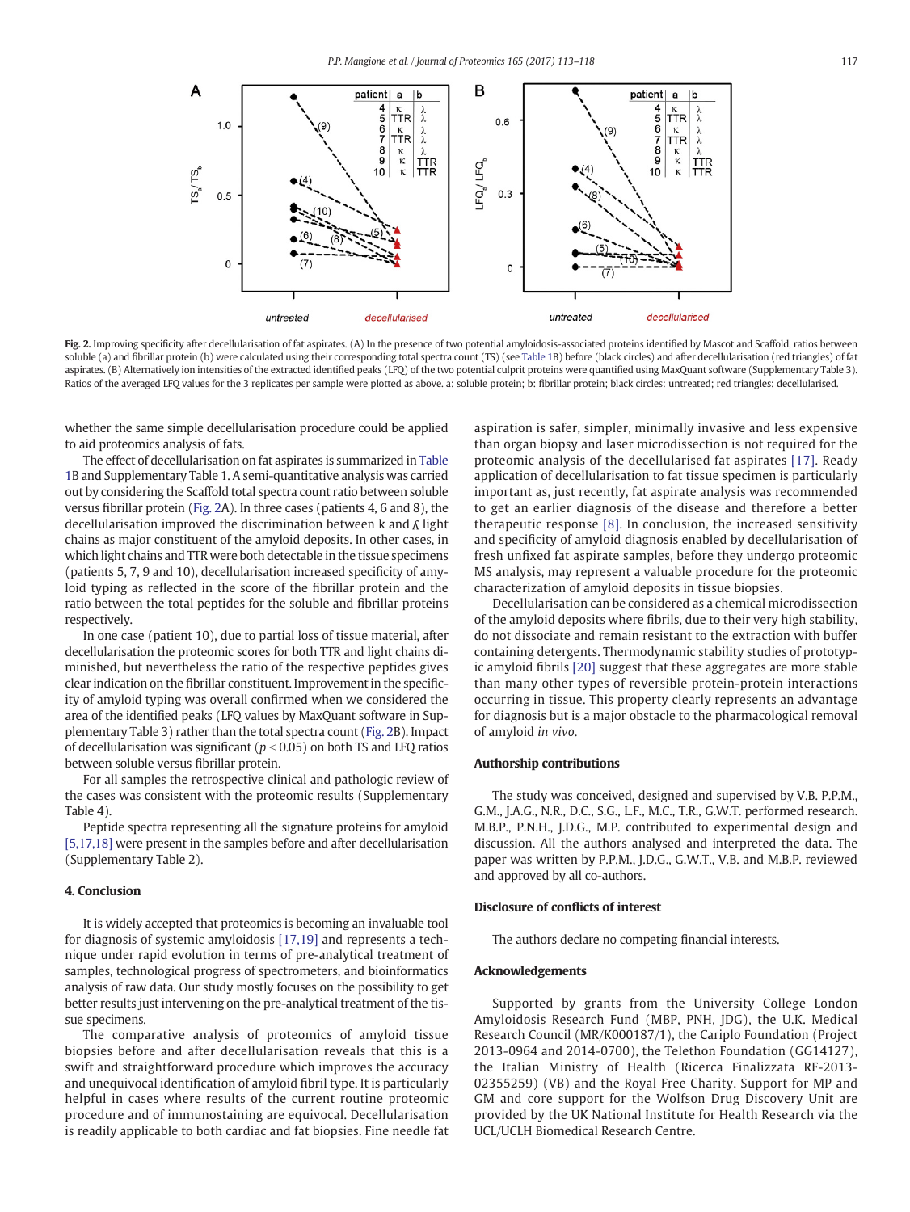A

patient | a | b

4 κ λ
5 TTR λ
6 κ λ
7 TTR λ
8 κ λ
9 κ TTR
10 κ TTR

$TS_a / TS_b$

1.0
0.5
0

(9) (4) (10) (5) (6) (8) (7)

untreated decellularised

B

patient | a | b

4 κ λ
5 TTR λ
6 κ λ
7 TTR λ
8 κ λ
9 κ TTR
10 κ TTR

$LFQ_a / LFQ_b$

0.6
0.3
0

(9) (4) (8) (6) (5) (10) (7)

untreated decellularised

**Fig. 2.** Improving specificity after decellularisation of fat aspirates. (A) In the presence of two potential amyloidosis-associated proteins identified by Mascot and Scaffold, ratios between soluble (a) and fibrillar protein (b) were calculated using their corresponding total spectra count (TS) (see Table 1B) before (black circles) and after decellularisation (red triangles) of fat aspirates. (B) Alternatively ion intensities of the extracted identified peaks (LFQ) of the two potential culprit proteins were quantified using MaxQuant software (Supplementary Table 3). Ratios of the averaged LFQ values for the 3 replicates per sample were plotted as above. a: soluble protein; b: fibrillar protein; black circles: untreated; red triangles: decellularised.

whether the same simple decellularisation procedure could be applied to aid proteomics analysis of fats.

The effect of decellularisation on fat aspirates is summarized in Table 1B and Supplementary Table 1. A semi-quantitative analysis was carried out by considering the Scaffold total spectra count ratio between soluble versus fibrillar protein (Fig. 2A). In three cases (patients 4, 6 and 8), the decellularisation improved the discrimination between k and ʎ light chains as major constituent of the amyloid deposits. In other cases, in which light chains and TTR were both detectable in the tissue specimens (patients 5, 7, 9 and 10), decellularisation increased specificity of amyloid typing as reflected in the score of the fibrillar protein and the ratio between the total peptides for the soluble and fibrillar proteins respectively.

In one case (patient 10), due to partial loss of tissue material, after decellularisation the proteomic scores for both TTR and light chains diminished, but nevertheless the ratio of the respective peptides gives clear indication on the fibrillar constituent. Improvement in the specificity of amyloid typing was overall confirmed when we considered the area of the identified peaks (LFQ values by MaxQuant software in Supplementary Table 3) rather than the total spectra count (Fig. 2B). Impact of decellularisation was significant ($p < 0.05$) on both TS and LFQ ratios between soluble versus fibrillar protein.

For all samples the retrospective clinical and pathologic review of the cases was consistent with the proteomic results (Supplementary Table 4).

Peptide spectra representing all the signature proteins for amyloid [5,17,18] were present in the samples before and after decellularisation (Supplementary Table 2).

## 4. Conclusion

It is widely accepted that proteomics is becoming an invaluable tool for diagnosis of systemic amyloidosis [17,19] and represents a technique under rapid evolution in terms of pre-analytical treatment of samples, technological progress of spectrometers, and bioinformatics analysis of raw data. Our study mostly focuses on the possibility to get better results just intervening on the pre-analytical treatment of the tissue specimens.

The comparative analysis of proteomics of amyloid tissue biopsies before and after decellularisation reveals that this is a swift and straightforward procedure which improves the accuracy and unequivocal identification of amyloid fibril type. It is particularly helpful in cases where results of the current routine proteomic procedure and of immunostaining are equivocal. Decellularisation is readily applicable to both cardiac and fat biopsies. Fine needle fat aspiration is safer, simpler, minimally invasive and less expensive than organ biopsy and laser microdissection is not required for the proteomic analysis of the decellularised fat aspirates [17]. Ready application of decellularisation to fat tissue specimen is particularly important as, just recently, fat aspirate analysis was recommended to get an earlier diagnosis of the disease and therefore a better therapeutic response [8]. In conclusion, the increased sensitivity and specificity of amyloid diagnosis enabled by decellularisation of fresh unfixed fat aspirate samples, before they undergo proteomic MS analysis, may represent a valuable procedure for the proteomic characterization of amyloid deposits in tissue biopsies.

Decellularisation can be considered as a chemical microdissection of the amyloid deposits where fibrils, due to their very high stability, do not dissociate and remain resistant to the extraction with buffer containing detergents. Thermodynamic stability studies of prototypic amyloid fibrils [20] suggest that these aggregates are more stable than many other types of reversible protein-protein interactions occurring in tissue. This property clearly represents an advantage for diagnosis but is a major obstacle to the pharmacological removal of amyloid *in vivo*.

## Authorship contributions

The study was conceived, designed and supervised by V.B. P.P.M., G.M., J.A.G., N.R., D.C., S.G., L.F., M.C., T.R., G.W.T. performed research. M.B.P., P.N.H., J.D.G., M.P. contributed to experimental design and discussion. All the authors analysed and interpreted the data. The paper was written by P.P.M., J.D.G., G.W.T., V.B. and M.B.P. reviewed and approved by all co-authors.

## Disclosure of conflicts of interest

The authors declare no competing financial interests.

## Acknowledgements

Supported by grants from the University College London Amyloidosis Research Fund (MBP, PNH, JDG), the U.K. Medical Research Council (MR/K000187/1), the Cariplo Foundation (Project 2013-0964 and 2014-0700), the Telethon Foundation (GG14127), the Italian Ministry of Health (Ricerca Finalizzata RF-2013-02355259) (VB) and the Royal Free Charity. Support for MP and GM and core support for the Wolfson Drug Discovery Unit are provided by the UK National Institute for Health Research via the UCL/UCLH Biomedical Research Centre.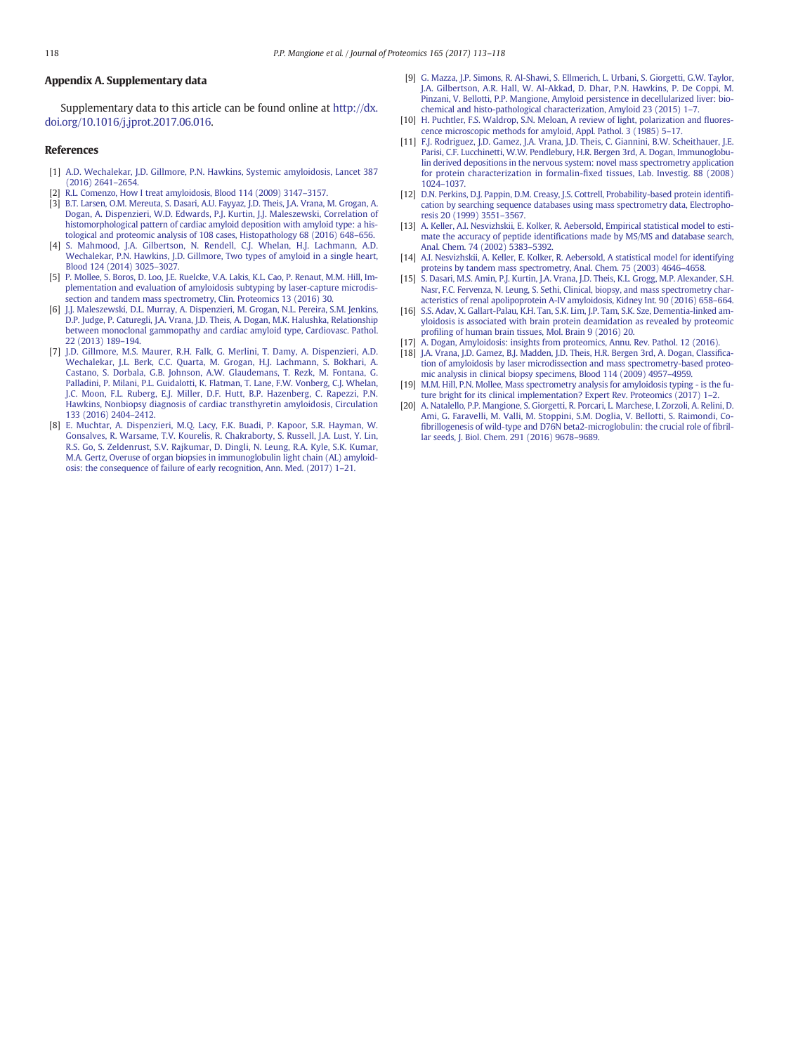## Appendix A. Supplementary data

Supplementary data to this article can be found online at http://dx.doi.org/10.1016/j.jprot.2017.06.016.

## References

[1] A.D. Wechalekar, J.D. Gillmore, P.N. Hawkins, Systemic amyloidosis, Lancet 387 (2016) 2641–2654.

[2] R.L. Comenzo, How I treat amyloidosis, Blood 114 (2009) 3147–3157.

[3] B.T. Larsen, O.M. Mereuta, S. Dasari, A.U. Fayyaz, J.D. Theis, J.A. Vrana, M. Grogan, A. Dogan, A. Dispenzieri, W.D. Edwards, P.J. Kurtin, J.J. Maleszewski, Correlation of histomorphological pattern of cardiac amyloid deposition with amyloid type: a histological and proteomic analysis of 108 cases, Histopathology 68 (2016) 648–656.

[4] S. Mahmood, J.A. Gilbertson, N. Rendell, C.J. Whelan, H.J. Lachmann, A.D. Wechalekar, P.N. Hawkins, J.D. Gillmore, Two types of amyloid in a single heart, Blood 124 (2014) 3025–3027.

[5] P. Mollee, S. Boros, D. Loo, J.E. Ruelcke, V.A. Lakis, K.L. Cao, P. Renaut, M.M. Hill, Implementation and evaluation of amyloidosis subtyping by laser-capture microdissection and tandem mass spectrometry, Clin. Proteomics 13 (2016) 30.

[6] J.J. Maleszewski, D.L. Murray, A. Dispenzieri, M. Grogan, N.L. Pereira, S.M. Jenkins, D.P. Judge, P. Caturegli, J.A. Vrana, J.D. Theis, A. Dogan, M.K. Halushka, Relationship between monoclonal gammopathy and cardiac amyloid type, Cardiovasc. Pathol. 22 (2013) 189–194.

[7] J.D. Gillmore, M.S. Maurer, R.H. Falk, G. Merlini, T. Damy, A. Dispenzieri, A.D. Wechalekar, J.L. Berk, C.C. Quarta, M. Grogan, H.J. Lachmann, S. Bokhari, A. Castano, S. Dorbala, G.B. Johnson, A.W. Glaudemans, T. Rezk, M. Fontana, G. Palladini, P. Milani, P.L. Guidalotti, K. Flatman, T. Lane, F.W. Vonberg, C.J. Whelan, J.C. Moon, F.L. Ruberg, E.J. Miller, D.F. Hutt, B.P. Hazenberg, C. Rapezzi, P.N. Hawkins, Nonbiopsy diagnosis of cardiac transthyretin amyloidosis, Circulation 133 (2016) 2404–2412.

[8] E. Muchtar, A. Dispenzieri, M.Q. Lacy, F.K. Buadi, P. Kapoor, S.R. Hayman, W. Gonsalves, R. Warsame, T.V. Kourelis, R. Chakraborty, S. Russell, J.A. Lust, Y. Lin, R.S. Go, S. Zeldenrust, S.V. Rajkumar, D. Dingli, N. Leung, R.A. Kyle, S.K. Kumar, M.A. Gertz, Overuse of organ biopsies in immunoglobulin light chain (AL) amyloidosis: the consequence of failure of early recognition, Ann. Med. (2017) 1–21.

[9] G. Mazza, J.P. Simons, R. Al-Shawi, S. Ellmerich, L. Urbani, S. Giorgetti, G.W. Taylor, J.A. Gilbertson, A.R. Hall, W. Al-Akkad, D. Dhar, P.N. Hawkins, P. De Coppi, M. Pinzani, V. Bellotti, P.P. Mangione, Amyloid persistence in decellularized liver: biochemical and histo-pathological characterization, Amyloid 23 (2015) 1–7.

[10] H. Puchtler, F.S. Waldrop, S.N. Meloan, A review of light, polarization and fluorescence microscopic methods for amyloid, Appl. Pathol. 3 (1985) 5–17.

[11] F.J. Rodriguez, J.D. Gamez, J.A. Vrana, J.D. Theis, C. Giannini, B.W. Scheithauer, J.E. Parisi, C.F. Lucchinetti, W.W. Pendlebury, H.R. Bergen 3rd, A. Dogan, Immunoglobulin derived depositions in the nervous system: novel mass spectrometry application for protein characterization in formalin-fixed tissues, Lab. Investig. 88 (2008) 1024–1037.

[12] D.N. Perkins, D.J. Pappin, D.M. Creasy, J.S. Cottrell, Probability-based protein identification by searching sequence databases using mass spectrometry data, Electrophoresis 20 (1999) 3551–3567.

[13] A. Keller, A.I. Nesvizhskii, E. Kolker, R. Aebersold, Empirical statistical model to estimate the accuracy of peptide identifications made by MS/MS and database search, Anal. Chem. 74 (2002) 5383–5392.

[14] A.I. Nesvizhskii, A. Keller, E. Kolker, R. Aebersold, A statistical model for identifying proteins by tandem mass spectrometry, Anal. Chem. 75 (2003) 4646–4658.

[15] S. Dasari, M.S. Amin, P.J. Kurtin, J.A. Vrana, J.D. Theis, K.L. Grogg, M.P. Alexander, S.H. Nasr, F.C. Fervenza, N. Leung, S. Sethi, Clinical, biopsy, and mass spectrometry characteristics of renal apolipoprotein A-IV amyloidosis, Kidney Int. 90 (2016) 658–664.

[16] S.S. Adav, X. Gallart-Palau, K.H. Tan, S.K. Lim, J.P. Tam, S.K. Sze, Dementia-linked amyloidosis is associated with brain protein deamidation as revealed by proteomic profiling of human brain tissues, Mol. Brain 9 (2016) 20.

[17] A. Dogan, Amyloidosis: insights from proteomics, Annu. Rev. Pathol. 12 (2016).

[18] J.A. Vrana, J.D. Gamez, B.J. Madden, J.D. Theis, H.R. Bergen 3rd, A. Dogan, Classification of amyloidosis by laser microdissection and mass spectrometry-based proteomic analysis in clinical biopsy specimens, Blood 114 (2009) 4957–4959.

[19] M.M. Hill, P.N. Mollee, Mass spectrometry analysis for amyloidosis typing - is the future bright for its clinical implementation? Expert Rev. Proteomics (2017) 1–2.

[20] A. Natalello, P.P. Mangione, S. Giorgetti, R. Porcari, L. Marchese, I. Zorzoli, A. Relini, D. Ami, G. Faravelli, M. Valli, M. Stoppini, S.M. Doglia, V. Bellotti, S. Raimondi, Co-fibrillogenesis of wild-type and D76N beta2-microglobulin: the crucial role of fibrillar seeds, J. Biol. Chem. 291 (2016) 9678–9689.